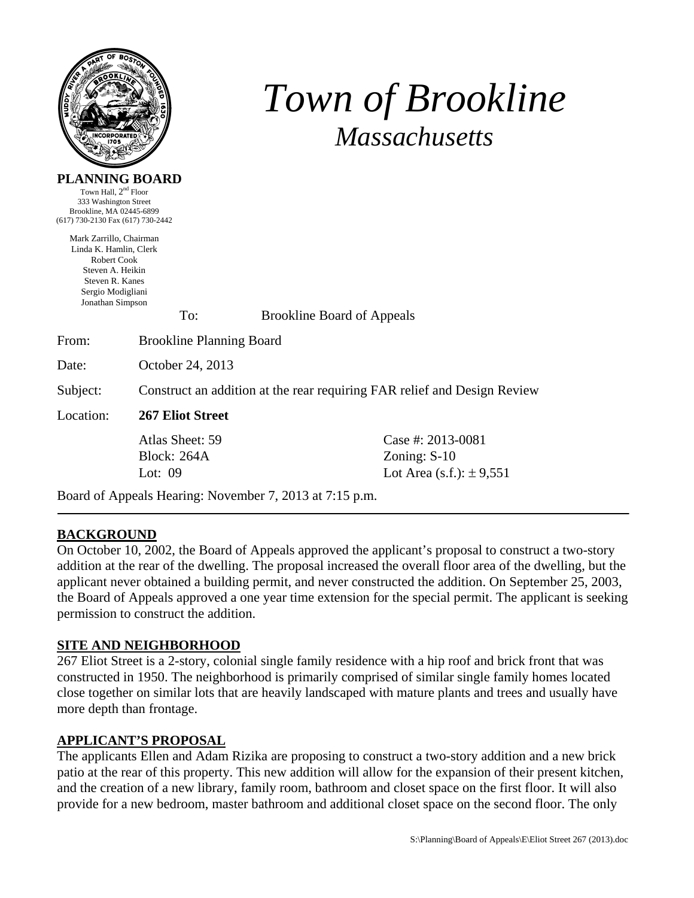# *Town of Brookline*

## *Massachusetts*

**PLANNING BOARD**

Town Hall, 2nd Floor
333 Washington Street
Brookline, MA 02445-6899
(617) 730-2130 Fax (617) 730-2442

Mark Zarrillo, Chairman
Linda K. Hamlin, Clerk
Robert Cook
Steven A. Heikin
Steven R. Kanes
Sergio Modigliani
Jonathan Simpson

To: Brookline Board of Appeals

From: Brookline Planning Board

Date: October 24, 2013

Subject: Construct an addition at the rear requiring FAR relief and Design Review

Location: **267 Eliot Street**

| | |
|---|---|
| Atlas Sheet: 59 | Case #: 2013-0081 |
| Block: 264A | Zoning: S-10 |
| Lot: 09 | Lot Area (s.f.): ± 9,551 |

Board of Appeals Hearing: November 7, 2013 at 7:15 p.m.

---

## BACKGROUND

On October 10, 2002, the Board of Appeals approved the applicant's proposal to construct a two-story addition at the rear of the dwelling. The proposal increased the overall floor area of the dwelling, but the applicant never obtained a building permit, and never constructed the addition. On September 25, 2003, the Board of Appeals approved a one year time extension for the special permit. The applicant is seeking permission to construct the addition.

## SITE AND NEIGHBORHOOD

267 Eliot Street is a 2-story, colonial single family residence with a hip roof and brick front that was constructed in 1950. The neighborhood is primarily comprised of similar single family homes located close together on similar lots that are heavily landscaped with mature plants and trees and usually have more depth than frontage.

## APPLICANT'S PROPOSAL

The applicants Ellen and Adam Rizika are proposing to construct a two-story addition and a new brick patio at the rear of this property. This new addition will allow for the expansion of their present kitchen, and the creation of a new library, family room, bathroom and closet space on the first floor. It will also provide for a new bedroom, master bathroom and additional closet space on the second floor. The only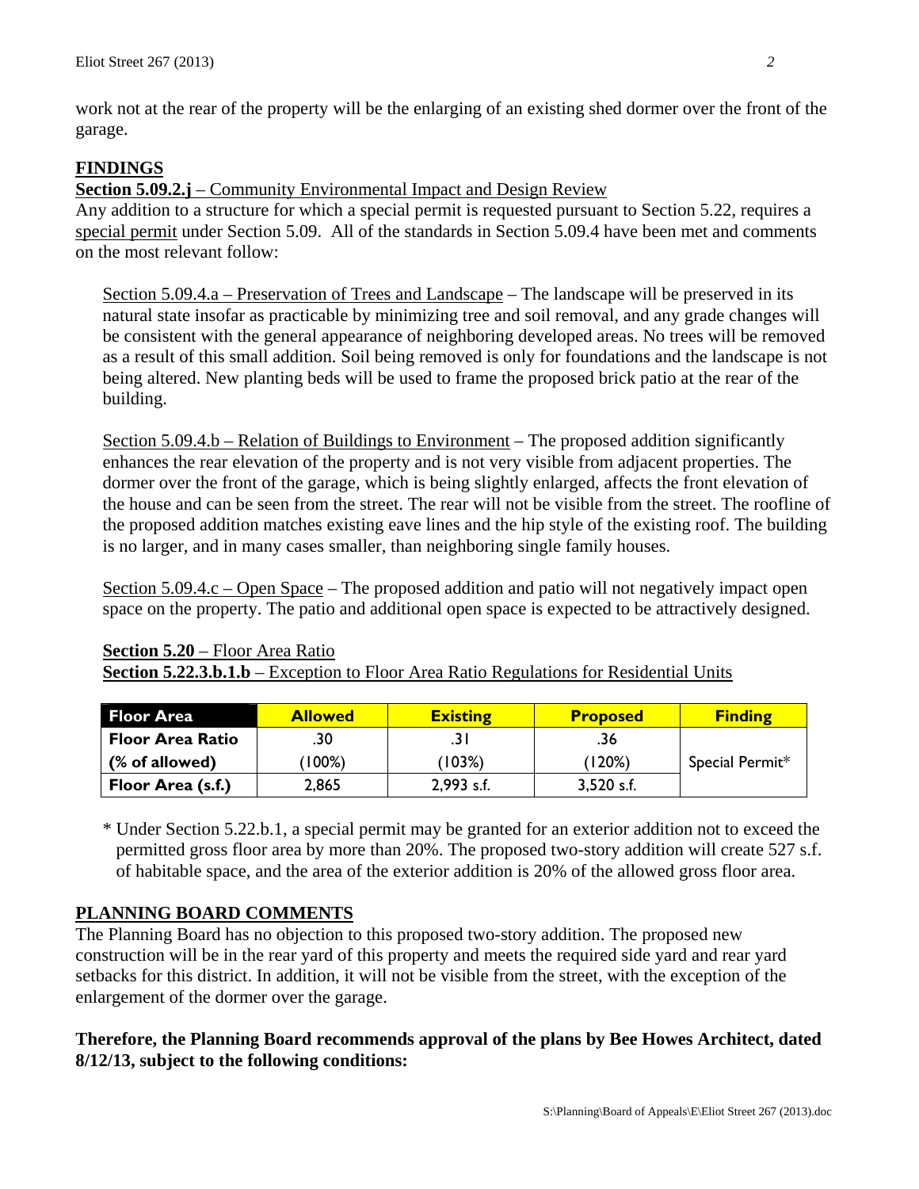work not at the rear of the property will be the enlarging of an existing shed dormer over the front of the garage.

## FINDINGS

**Section 5.09.2.j** – Community Environmental Impact and Design Review

Any addition to a structure for which a special permit is requested pursuant to Section 5.22, requires a special permit under Section 5.09. All of the standards in Section 5.09.4 have been met and comments on the most relevant follow:

Section 5.09.4.a – Preservation of Trees and Landscape – The landscape will be preserved in its natural state insofar as practicable by minimizing tree and soil removal, and any grade changes will be consistent with the general appearance of neighboring developed areas. No trees will be removed as a result of this small addition. Soil being removed is only for foundations and the landscape is not being altered. New planting beds will be used to frame the proposed brick patio at the rear of the building.

Section 5.09.4.b – Relation of Buildings to Environment – The proposed addition significantly enhances the rear elevation of the property and is not very visible from adjacent properties. The dormer over the front of the garage, which is being slightly enlarged, affects the front elevation of the house and can be seen from the street. The rear will not be visible from the street. The roofline of the proposed addition matches existing eave lines and the hip style of the existing roof. The building is no larger, and in many cases smaller, than neighboring single family houses.

Section 5.09.4.c – Open Space – The proposed addition and patio will not negatively impact open space on the property. The patio and additional open space is expected to be attractively designed.

**Section 5.20** – Floor Area Ratio

**Section 5.22.3.b.1.b** – Exception to Floor Area Ratio Regulations for Residential Units

| Floor Area | Allowed | Existing | Proposed | Finding |
|---|---|---|---|---|
| Floor Area Ratio (% of allowed) | .30 (100%) | .31 (103%) | .36 (120%) | Special Permit* |
| Floor Area (s.f.) | 2,865 | 2,993 s.f. | 3,520 s.f. | |

\* Under Section 5.22.b.1, a special permit may be granted for an exterior addition not to exceed the permitted gross floor area by more than 20%. The proposed two-story addition will create 527 s.f. of habitable space, and the area of the exterior addition is 20% of the allowed gross floor area.

## PLANNING BOARD COMMENTS

The Planning Board has no objection to this proposed two-story addition. The proposed new construction will be in the rear yard of this property and meets the required side yard and rear yard setbacks for this district. In addition, it will not be visible from the street, with the exception of the enlargement of the dormer over the garage.

**Therefore, the Planning Board recommends approval of the plans by Bee Howes Architect, dated 8/12/13, subject to the following conditions:**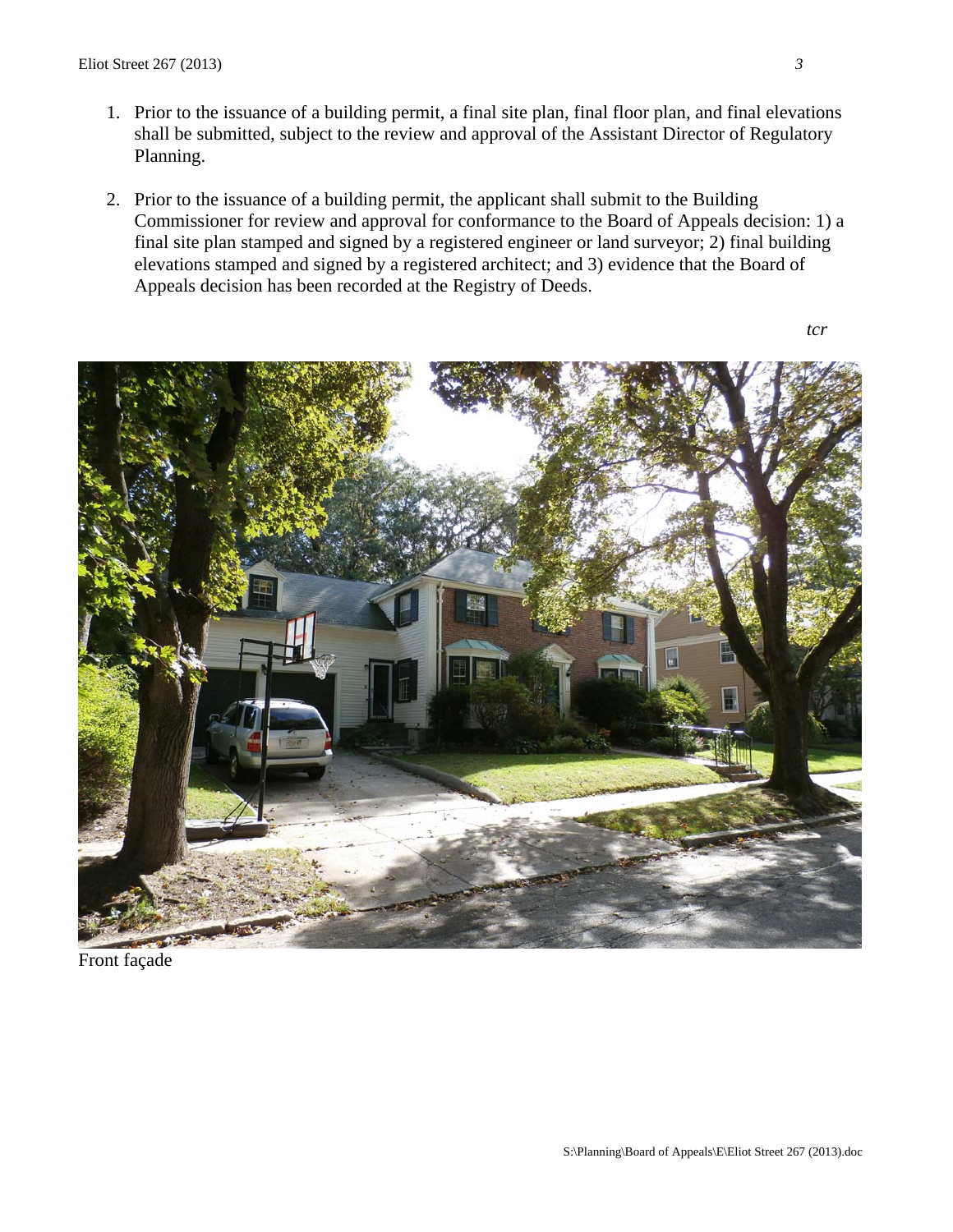1. Prior to the issuance of a building permit, a final site plan, final floor plan, and final elevations shall be submitted, subject to the review and approval of the Assistant Director of Regulatory Planning.

2. Prior to the issuance of a building permit, the applicant shall submit to the Building Commissioner for review and approval for conformance to the Board of Appeals decision: 1) a final site plan stamped and signed by a registered engineer or land surveyor; 2) final building elevations stamped and signed by a registered architect; and 3) evidence that the Board of Appeals decision has been recorded at the Registry of Deeds.

*tcr*

Front façade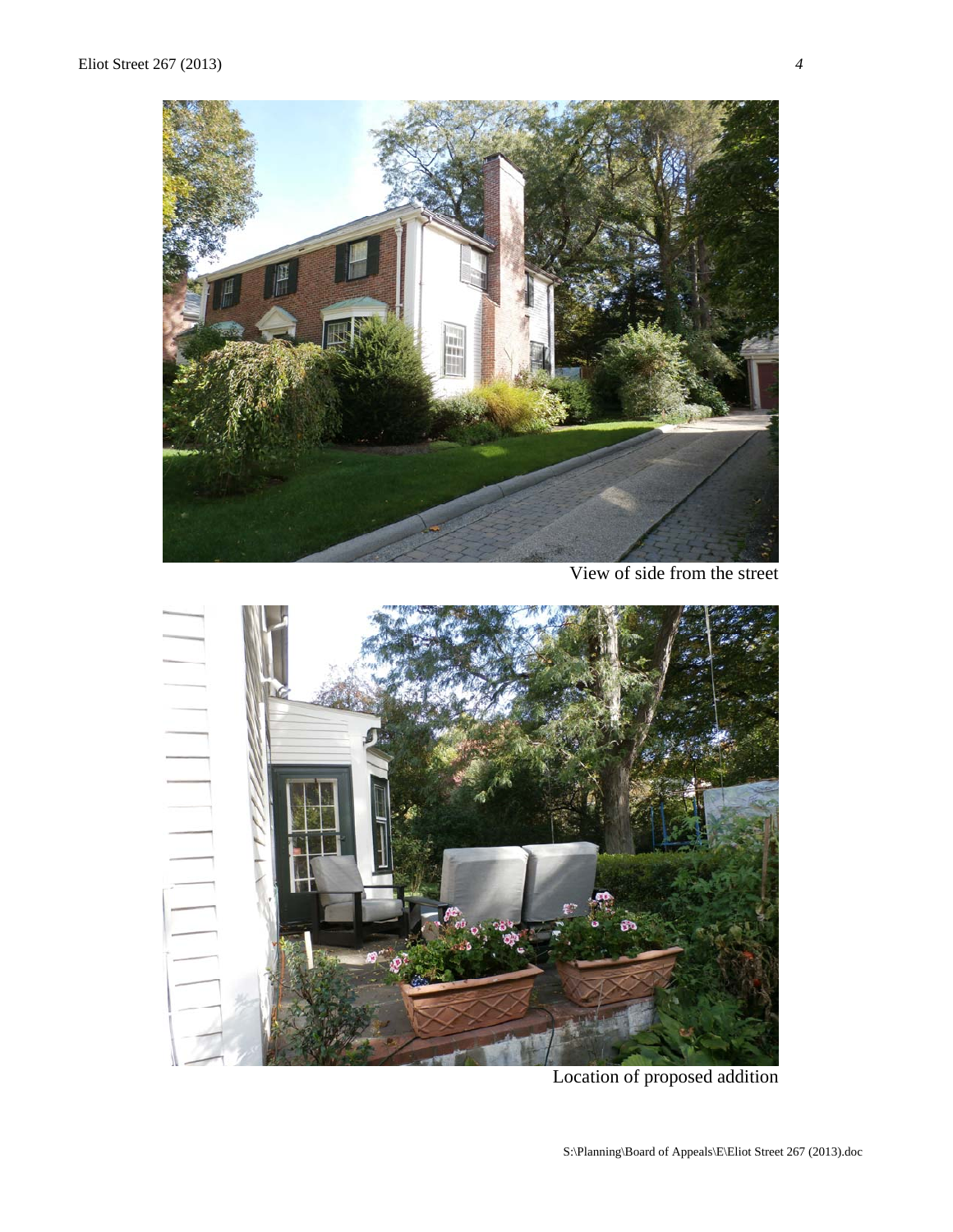View of side from the street

Location of proposed addition